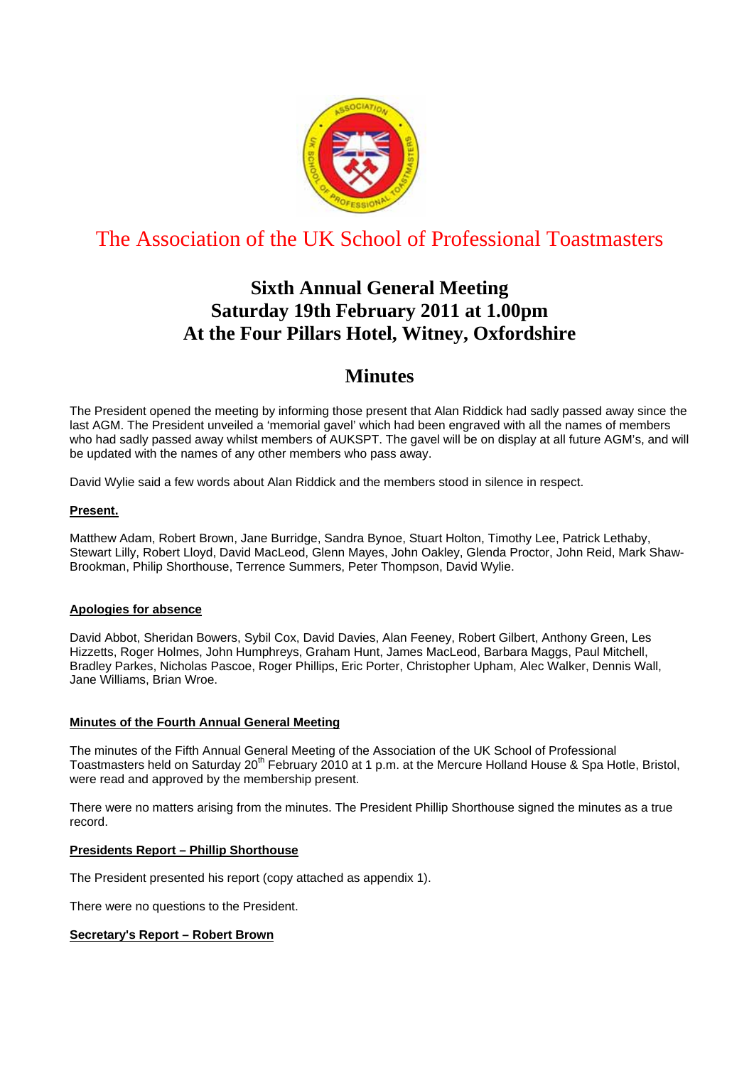# The Association of the UK School of Professional Toastmasters

## Sixth Annual General Meeting
## Saturday 19th February 2011 at 1.00pm
## At the Four Pillars Hotel, Witney, Oxfordshire

## Minutes

The President opened the meeting by informing those present that Alan Riddick had sadly passed away since the last AGM. The President unveiled a 'memorial gavel' which had been engraved with all the names of members who had sadly passed away whilst members of AUKSPT. The gavel will be on display at all future AGM's, and will be updated with the names of any other members who pass away.

David Wylie said a few words about Alan Riddick and the members stood in silence in respect.

**Present.**

Matthew Adam, Robert Brown, Jane Burridge, Sandra Bynoe, Stuart Holton, Timothy Lee, Patrick Lethaby, Stewart Lilly, Robert Lloyd, David MacLeod, Glenn Mayes, John Oakley, Glenda Proctor, John Reid, Mark Shaw-Brookman, Philip Shorthouse, Terrence Summers, Peter Thompson, David Wylie.

**Apologies for absence**

David Abbot, Sheridan Bowers, Sybil Cox, David Davies, Alan Feeney, Robert Gilbert, Anthony Green, Les Hizzetts, Roger Holmes, John Humphreys, Graham Hunt, James MacLeod, Barbara Maggs, Paul Mitchell, Bradley Parkes, Nicholas Pascoe, Roger Phillips, Eric Porter, Christopher Upham, Alec Walker, Dennis Wall, Jane Williams, Brian Wroe.

**Minutes of the Fourth Annual General Meeting**

The minutes of the Fifth Annual General Meeting of the Association of the UK School of Professional Toastmasters held on Saturday 20th February 2010 at 1 p.m. at the Mercure Holland House & Spa Hotle, Bristol, were read and approved by the membership present.

There were no matters arising from the minutes. The President Phillip Shorthouse signed the minutes as a true record.

**Presidents Report – Phillip Shorthouse**

The President presented his report (copy attached as appendix 1).

There were no questions to the President.

**Secretary's Report – Robert Brown**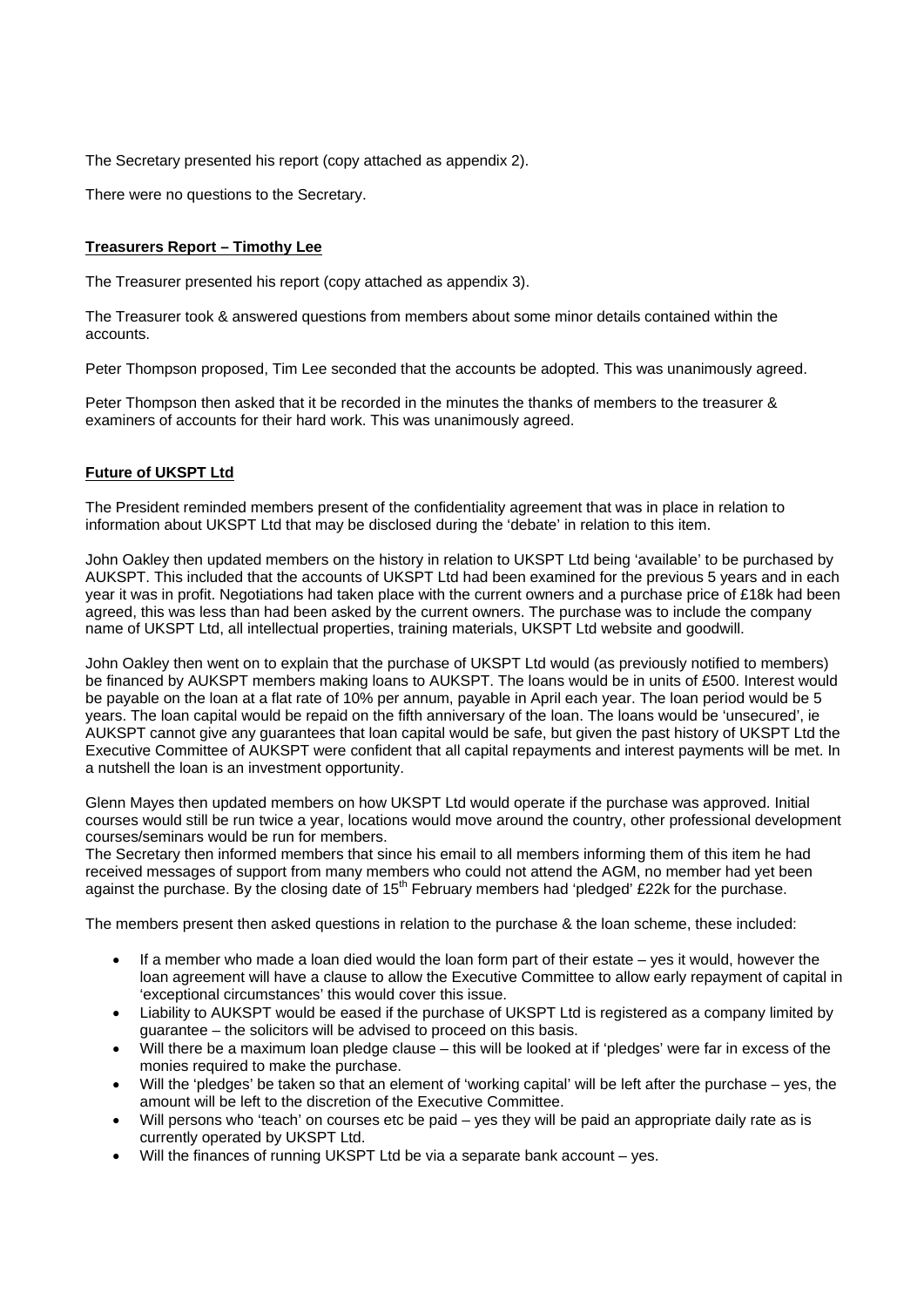The Secretary presented his report (copy attached as appendix 2).

There were no questions to the Secretary.

## Treasurers Report – Timothy Lee

The Treasurer presented his report (copy attached as appendix 3).

The Treasurer took & answered questions from members about some minor details contained within the accounts.

Peter Thompson proposed, Tim Lee seconded that the accounts be adopted. This was unanimously agreed.

Peter Thompson then asked that it be recorded in the minutes the thanks of members to the treasurer & examiners of accounts for their hard work. This was unanimously agreed.

## Future of UKSPT Ltd

The President reminded members present of the confidentiality agreement that was in place in relation to information about UKSPT Ltd that may be disclosed during the 'debate' in relation to this item.

John Oakley then updated members on the history in relation to UKSPT Ltd being 'available' to be purchased by AUKSPT. This included that the accounts of UKSPT Ltd had been examined for the previous 5 years and in each year it was in profit. Negotiations had taken place with the current owners and a purchase price of £18k had been agreed, this was less than had been asked by the current owners. The purchase was to include the company name of UKSPT Ltd, all intellectual properties, training materials, UKSPT Ltd website and goodwill.

John Oakley then went on to explain that the purchase of UKSPT Ltd would (as previously notified to members) be financed by AUKSPT members making loans to AUKSPT. The loans would be in units of £500. Interest would be payable on the loan at a flat rate of 10% per annum, payable in April each year. The loan period would be 5 years. The loan capital would be repaid on the fifth anniversary of the loan. The loans would be 'unsecured', ie AUKSPT cannot give any guarantees that loan capital would be safe, but given the past history of UKSPT Ltd the Executive Committee of AUKSPT were confident that all capital repayments and interest payments will be met. In a nutshell the loan is an investment opportunity.

Glenn Mayes then updated members on how UKSPT Ltd would operate if the purchase was approved. Initial courses would still be run twice a year, locations would move around the country, other professional development courses/seminars would be run for members.
The Secretary then informed members that since his email to all members informing them of this item he had received messages of support from many members who could not attend the AGM, no member had yet been against the purchase. By the closing date of 15th February members had 'pledged' £22k for the purchase.

The members present then asked questions in relation to the purchase & the loan scheme, these included:

- If a member who made a loan died would the loan form part of their estate – yes it would, however the loan agreement will have a clause to allow the Executive Committee to allow early repayment of capital in 'exceptional circumstances' this would cover this issue.
- Liability to AUKSPT would be eased if the purchase of UKSPT Ltd is registered as a company limited by guarantee – the solicitors will be advised to proceed on this basis.
- Will there be a maximum loan pledge clause – this will be looked at if 'pledges' were far in excess of the monies required to make the purchase.
- Will the 'pledges' be taken so that an element of 'working capital' will be left after the purchase – yes, the amount will be left to the discretion of the Executive Committee.
- Will persons who 'teach' on courses etc be paid – yes they will be paid an appropriate daily rate as is currently operated by UKSPT Ltd.
- Will the finances of running UKSPT Ltd be via a separate bank account – yes.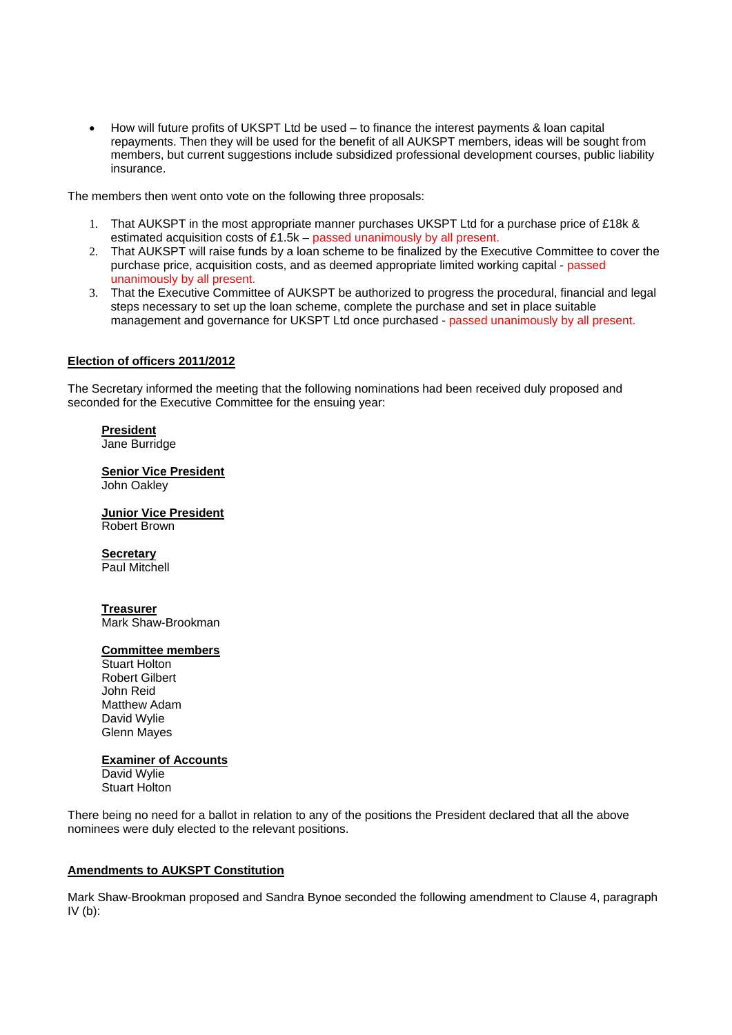- How will future profits of UKSPT Ltd be used – to finance the interest payments & loan capital repayments. Then they will be used for the benefit of all AUKSPT members, ideas will be sought from members, but current suggestions include subsidized professional development courses, public liability insurance.

The members then went onto vote on the following three proposals:

1. That AUKSPT in the most appropriate manner purchases UKSPT Ltd for a purchase price of £18k & estimated acquisition costs of £1.5k – passed unanimously by all present.
2. That AUKSPT will raise funds by a loan scheme to be finalized by the Executive Committee to cover the purchase price, acquisition costs, and as deemed appropriate limited working capital - passed unanimously by all present.
3. That the Executive Committee of AUKSPT be authorized to progress the procedural, financial and legal steps necessary to set up the loan scheme, complete the purchase and set in place suitable management and governance for UKSPT Ltd once purchased - passed unanimously by all present.

**Election of officers 2011/2012**

The Secretary informed the meeting that the following nominations had been received duly proposed and seconded for the Executive Committee for the ensuing year:

**President**
Jane Burridge

**Senior Vice President**
John Oakley

**Junior Vice President**
Robert Brown

**Secretary**
Paul Mitchell

**Treasurer**
Mark Shaw-Brookman

**Committee members**
Stuart Holton
Robert Gilbert
John Reid
Matthew Adam
David Wylie
Glenn Mayes

**Examiner of Accounts**
David Wylie
Stuart Holton

There being no need for a ballot in relation to any of the positions the President declared that all the above nominees were duly elected to the relevant positions.

**Amendments to AUKSPT Constitution**

Mark Shaw-Brookman proposed and Sandra Bynoe seconded the following amendment to Clause 4, paragraph IV (b):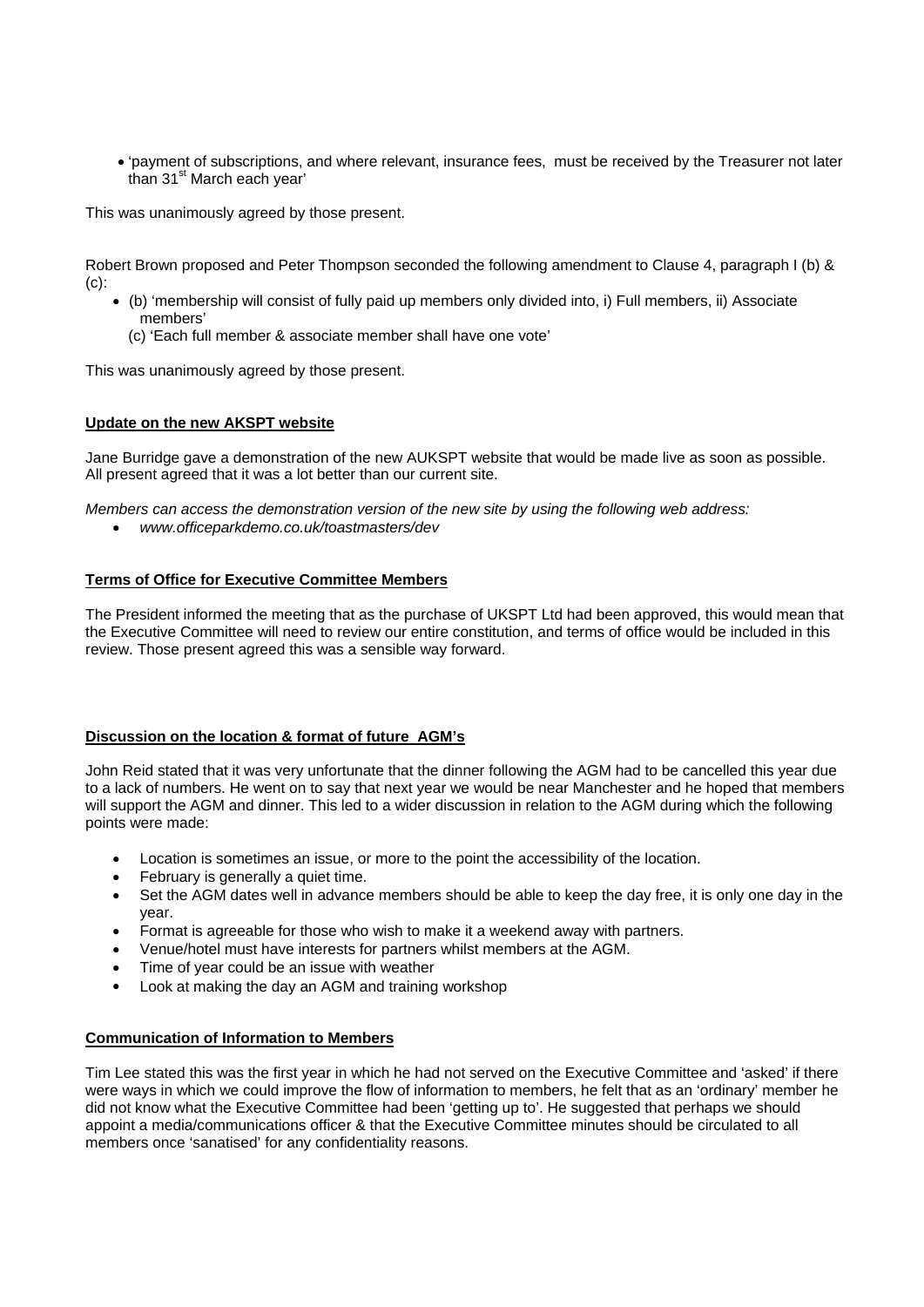- 'payment of subscriptions, and where relevant, insurance fees, must be received by the Treasurer not later than 31st March each year'

This was unanimously agreed by those present.

Robert Brown proposed and Peter Thompson seconded the following amendment to Clause 4, paragraph I (b) & (c):

- (b) 'membership will consist of fully paid up members only divided into, i) Full members, ii) Associate members'
  (c) 'Each full member & associate member shall have one vote'

This was unanimously agreed by those present.

**Update on the new AKSPT website**

Jane Burridge gave a demonstration of the new AUKSPT website that would be made live as soon as possible. All present agreed that it was a lot better than our current site.

*Members can access the demonstration version of the new site by using the following web address:*

- *www.officeparkdemo.co.uk/toastmasters/dev*

**Terms of Office for Executive Committee Members**

The President informed the meeting that as the purchase of UKSPT Ltd had been approved, this would mean that the Executive Committee will need to review our entire constitution, and terms of office would be included in this review. Those present agreed this was a sensible way forward.

**Discussion on the location & format of future AGM's**

John Reid stated that it was very unfortunate that the dinner following the AGM had to be cancelled this year due to a lack of numbers. He went on to say that next year we would be near Manchester and he hoped that members will support the AGM and dinner. This led to a wider discussion in relation to the AGM during which the following points were made:

- Location is sometimes an issue, or more to the point the accessibility of the location.
- February is generally a quiet time.
- Set the AGM dates well in advance members should be able to keep the day free, it is only one day in the year.
- Format is agreeable for those who wish to make it a weekend away with partners.
- Venue/hotel must have interests for partners whilst members at the AGM.
- Time of year could be an issue with weather
- Look at making the day an AGM and training workshop

**Communication of Information to Members**

Tim Lee stated this was the first year in which he had not served on the Executive Committee and 'asked' if there were ways in which we could improve the flow of information to members, he felt that as an 'ordinary' member he did not know what the Executive Committee had been 'getting up to'. He suggested that perhaps we should appoint a media/communications officer & that the Executive Committee minutes should be circulated to all members once 'sanatised' for any confidentiality reasons.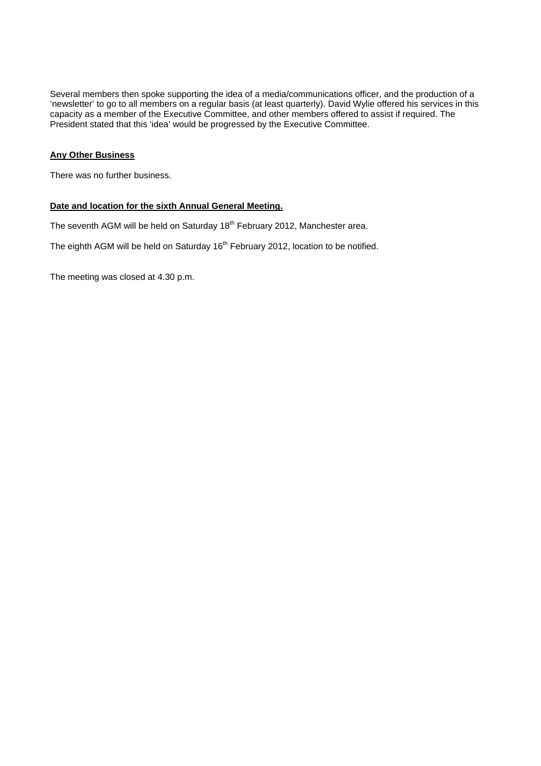Several members then spoke supporting the idea of a media/communications officer, and the production of a 'newsletter' to go to all members on a regular basis (at least quarterly). David Wylie offered his services in this capacity as a member of the Executive Committee, and other members offered to assist if required. The President stated that this 'idea' would be progressed by the Executive Committee.

**Any Other Business**

There was no further business.

**Date and location for the sixth Annual General Meeting.**

The seventh AGM will be held on Saturday 18th February 2012, Manchester area.

The eighth AGM will be held on Saturday 16th February 2012, location to be notified.

The meeting was closed at 4.30 p.m.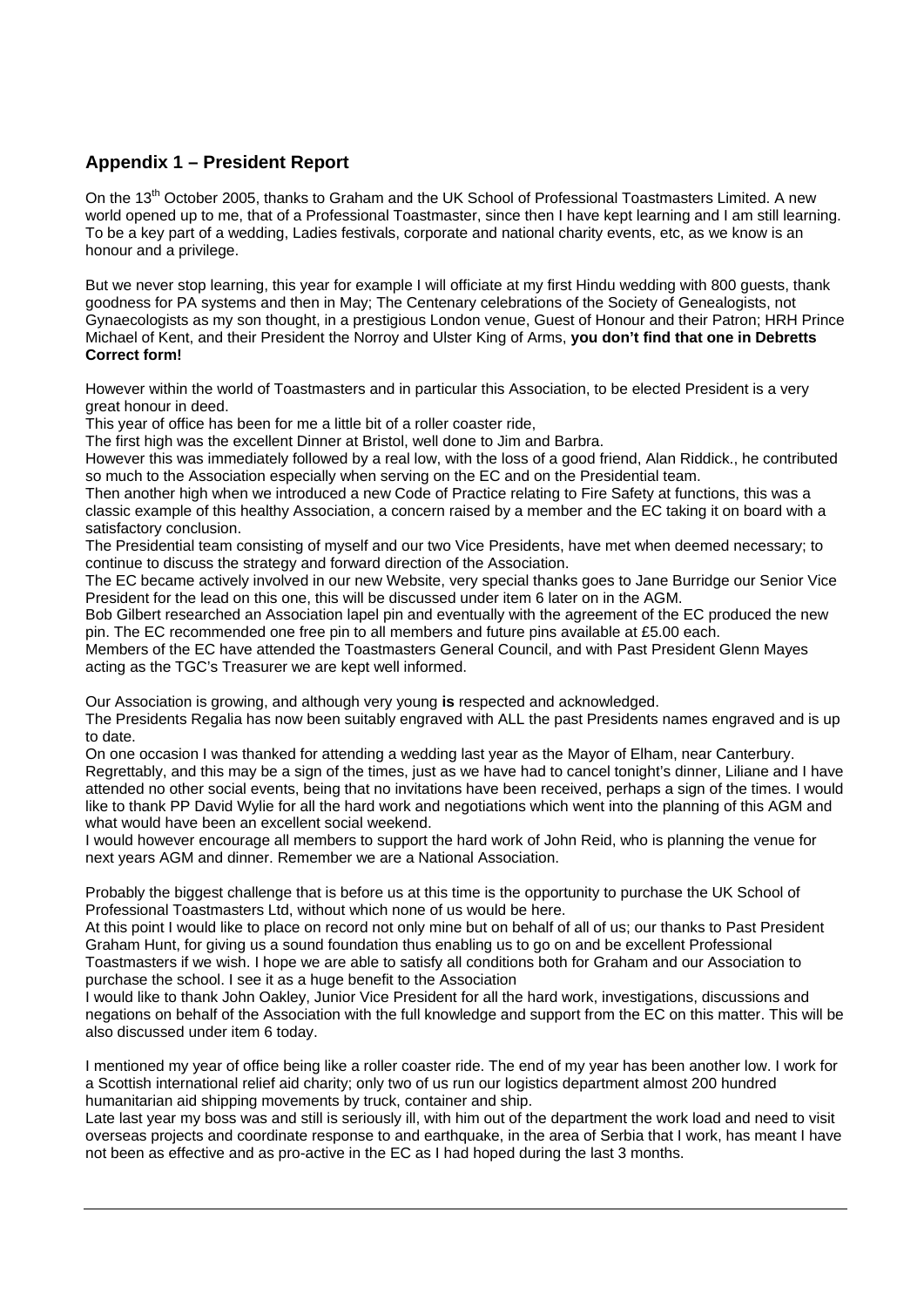## Appendix 1 – President Report

On the 13th October 2005, thanks to Graham and the UK School of Professional Toastmasters Limited. A new world opened up to me, that of a Professional Toastmaster, since then I have kept learning and I am still learning. To be a key part of a wedding, Ladies festivals, corporate and national charity events, etc, as we know is an honour and a privilege.

But we never stop learning, this year for example I will officiate at my first Hindu wedding with 800 guests, thank goodness for PA systems and then in May; The Centenary celebrations of the Society of Genealogists, not Gynaecologists as my son thought, in a prestigious London venue, Guest of Honour and their Patron; HRH Prince Michael of Kent, and their President the Norroy and Ulster King of Arms, **you don't find that one in Debretts Correct form!**

However within the world of Toastmasters and in particular this Association, to be elected President is a very great honour in deed.

This year of office has been for me a little bit of a roller coaster ride,

The first high was the excellent Dinner at Bristol, well done to Jim and Barbra.

However this was immediately followed by a real low, with the loss of a good friend, Alan Riddick., he contributed so much to the Association especially when serving on the EC and on the Presidential team.

Then another high when we introduced a new Code of Practice relating to Fire Safety at functions, this was a classic example of this healthy Association, a concern raised by a member and the EC taking it on board with a satisfactory conclusion.

The Presidential team consisting of myself and our two Vice Presidents, have met when deemed necessary; to continue to discuss the strategy and forward direction of the Association.

The EC became actively involved in our new Website, very special thanks goes to Jane Burridge our Senior Vice President for the lead on this one, this will be discussed under item 6 later on in the AGM.

Bob Gilbert researched an Association lapel pin and eventually with the agreement of the EC produced the new pin. The EC recommended one free pin to all members and future pins available at £5.00 each.

Members of the EC have attended the Toastmasters General Council, and with Past President Glenn Mayes acting as the TGC's Treasurer we are kept well informed.

Our Association is growing, and although very young **is** respected and acknowledged.

The Presidents Regalia has now been suitably engraved with ALL the past Presidents names engraved and is up to date.

On one occasion I was thanked for attending a wedding last year as the Mayor of Elham, near Canterbury. Regrettably, and this may be a sign of the times, just as we have had to cancel tonight's dinner, Liliane and I have attended no other social events, being that no invitations have been received, perhaps a sign of the times. I would like to thank PP David Wylie for all the hard work and negotiations which went into the planning of this AGM and what would have been an excellent social weekend.

I would however encourage all members to support the hard work of John Reid, who is planning the venue for next years AGM and dinner. Remember we are a National Association.

Probably the biggest challenge that is before us at this time is the opportunity to purchase the UK School of Professional Toastmasters Ltd, without which none of us would be here.

At this point I would like to place on record not only mine but on behalf of all of us; our thanks to Past President Graham Hunt, for giving us a sound foundation thus enabling us to go on and be excellent Professional Toastmasters if we wish. I hope we are able to satisfy all conditions both for Graham and our Association to purchase the school. I see it as a huge benefit to the Association

I would like to thank John Oakley, Junior Vice President for all the hard work, investigations, discussions and negations on behalf of the Association with the full knowledge and support from the EC on this matter. This will be also discussed under item 6 today.

I mentioned my year of office being like a roller coaster ride. The end of my year has been another low. I work for a Scottish international relief aid charity; only two of us run our logistics department almost 200 hundred humanitarian aid shipping movements by truck, container and ship.

Late last year my boss was and still is seriously ill, with him out of the department the work load and need to visit overseas projects and coordinate response to and earthquake, in the area of Serbia that I work, has meant I have not been as effective and as pro-active in the EC as I had hoped during the last 3 months.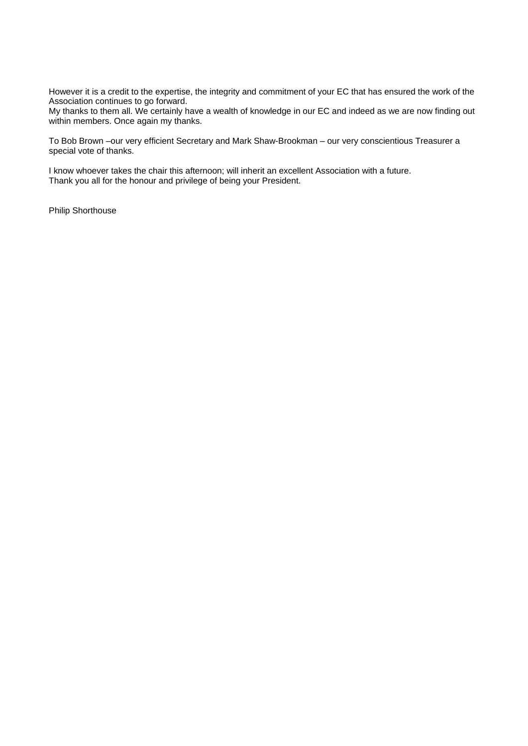However it is a credit to the expertise, the integrity and commitment of your EC that has ensured the work of the Association continues to go forward.
My thanks to them all. We certainly have a wealth of knowledge in our EC and indeed as we are now finding out within members. Once again my thanks.

To Bob Brown –our very efficient Secretary and Mark Shaw-Brookman – our very conscientious Treasurer a special vote of thanks.

I know whoever takes the chair this afternoon; will inherit an excellent Association with a future.
Thank you all for the honour and privilege of being your President.

Philip Shorthouse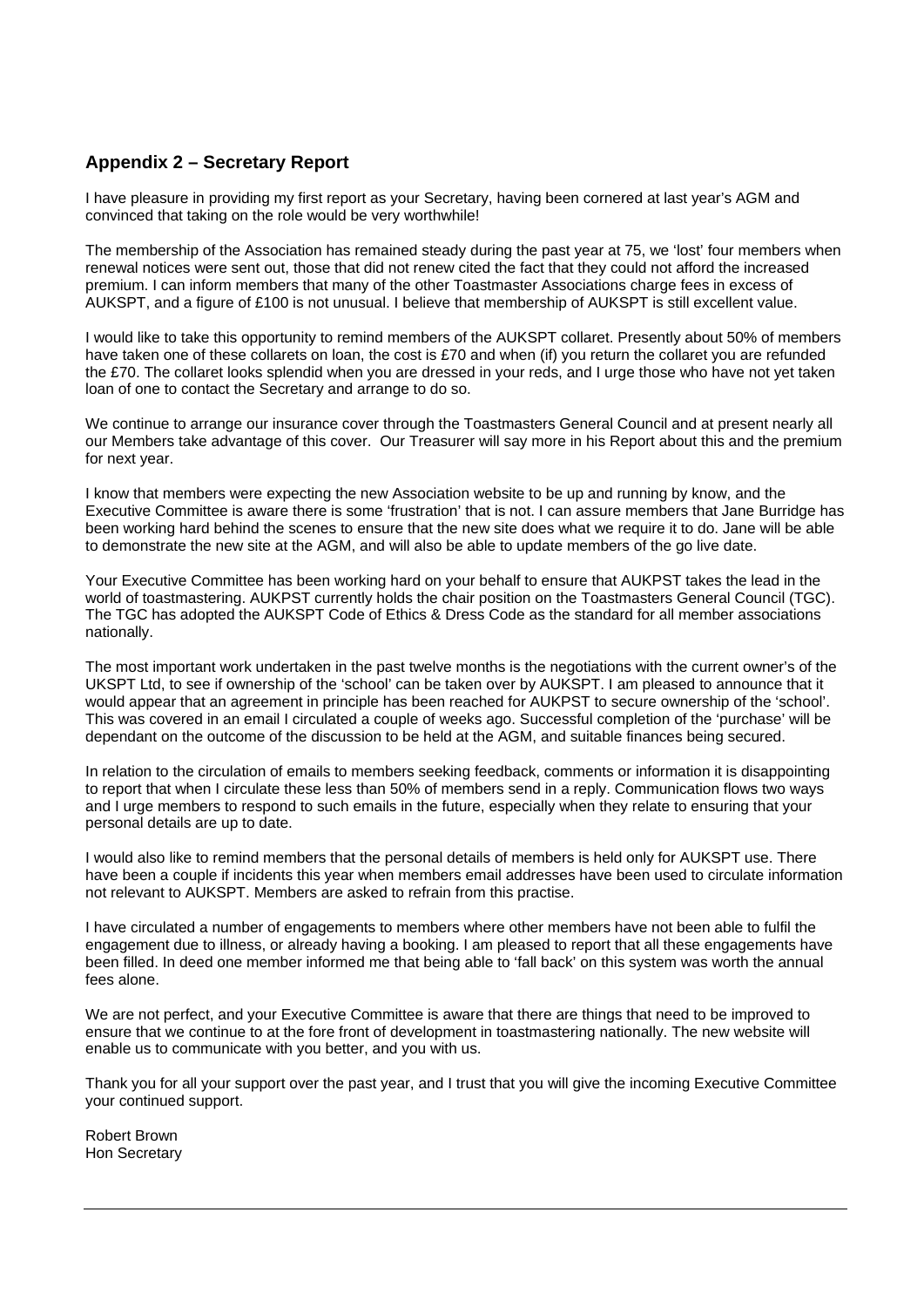## Appendix 2 – Secretary Report

I have pleasure in providing my first report as your Secretary, having been cornered at last year's AGM and convinced that taking on the role would be very worthwhile!

The membership of the Association has remained steady during the past year at 75, we 'lost' four members when renewal notices were sent out, those that did not renew cited the fact that they could not afford the increased premium. I can inform members that many of the other Toastmaster Associations charge fees in excess of AUKSPT, and a figure of £100 is not unusual. I believe that membership of AUKSPT is still excellent value.

I would like to take this opportunity to remind members of the AUKSPT collaret. Presently about 50% of members have taken one of these collarets on loan, the cost is £70 and when (if) you return the collaret you are refunded the £70. The collaret looks splendid when you are dressed in your reds, and I urge those who have not yet taken loan of one to contact the Secretary and arrange to do so.

We continue to arrange our insurance cover through the Toastmasters General Council and at present nearly all our Members take advantage of this cover. Our Treasurer will say more in his Report about this and the premium for next year.

I know that members were expecting the new Association website to be up and running by know, and the Executive Committee is aware there is some 'frustration' that is not. I can assure members that Jane Burridge has been working hard behind the scenes to ensure that the new site does what we require it to do. Jane will be able to demonstrate the new site at the AGM, and will also be able to update members of the go live date.

Your Executive Committee has been working hard on your behalf to ensure that AUKPST takes the lead in the world of toastmastering. AUKPST currently holds the chair position on the Toastmasters General Council (TGC). The TGC has adopted the AUKSPT Code of Ethics & Dress Code as the standard for all member associations nationally.

The most important work undertaken in the past twelve months is the negotiations with the current owner's of the UKSPT Ltd, to see if ownership of the 'school' can be taken over by AUKSPT. I am pleased to announce that it would appear that an agreement in principle has been reached for AUKPST to secure ownership of the 'school'. This was covered in an email I circulated a couple of weeks ago. Successful completion of the 'purchase' will be dependant on the outcome of the discussion to be held at the AGM, and suitable finances being secured.

In relation to the circulation of emails to members seeking feedback, comments or information it is disappointing to report that when I circulate these less than 50% of members send in a reply. Communication flows two ways and I urge members to respond to such emails in the future, especially when they relate to ensuring that your personal details are up to date.

I would also like to remind members that the personal details of members is held only for AUKSPT use. There have been a couple if incidents this year when members email addresses have been used to circulate information not relevant to AUKSPT. Members are asked to refrain from this practise.

I have circulated a number of engagements to members where other members have not been able to fulfil the engagement due to illness, or already having a booking. I am pleased to report that all these engagements have been filled. In deed one member informed me that being able to 'fall back' on this system was worth the annual fees alone.

We are not perfect, and your Executive Committee is aware that there are things that need to be improved to ensure that we continue to at the fore front of development in toastmastering nationally. The new website will enable us to communicate with you better, and you with us.

Thank you for all your support over the past year, and I trust that you will give the incoming Executive Committee your continued support.

Robert Brown  
Hon Secretary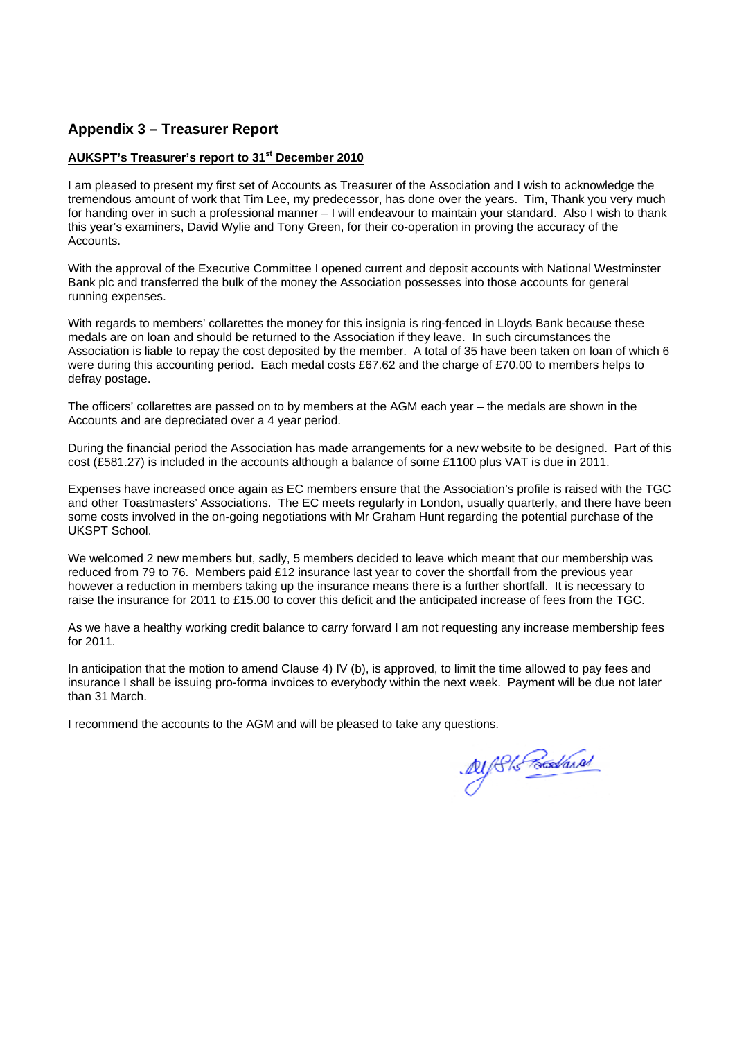## Appendix 3 – Treasurer Report

**AUKSPT's Treasurer's report to 31st December 2010**

I am pleased to present my first set of Accounts as Treasurer of the Association and I wish to acknowledge the tremendous amount of work that Tim Lee, my predecessor, has done over the years. Tim, Thank you very much for handing over in such a professional manner – I will endeavour to maintain your standard. Also I wish to thank this year's examiners, David Wylie and Tony Green, for their co-operation in proving the accuracy of the Accounts.

With the approval of the Executive Committee I opened current and deposit accounts with National Westminster Bank plc and transferred the bulk of the money the Association possesses into those accounts for general running expenses.

With regards to members' collarettes the money for this insignia is ring-fenced in Lloyds Bank because these medals are on loan and should be returned to the Association if they leave. In such circumstances the Association is liable to repay the cost deposited by the member. A total of 35 have been taken on loan of which 6 were during this accounting period. Each medal costs £67.62 and the charge of £70.00 to members helps to defray postage.

The officers' collarettes are passed on to by members at the AGM each year – the medals are shown in the Accounts and are depreciated over a 4 year period.

During the financial period the Association has made arrangements for a new website to be designed. Part of this cost (£581.27) is included in the accounts although a balance of some £1100 plus VAT is due in 2011.

Expenses have increased once again as EC members ensure that the Association's profile is raised with the TGC and other Toastmasters' Associations. The EC meets regularly in London, usually quarterly, and there have been some costs involved in the on-going negotiations with Mr Graham Hunt regarding the potential purchase of the UKSPT School.

We welcomed 2 new members but, sadly, 5 members decided to leave which meant that our membership was reduced from 79 to 76. Members paid £12 insurance last year to cover the shortfall from the previous year however a reduction in members taking up the insurance means there is a further shortfall. It is necessary to raise the insurance for 2011 to £15.00 to cover this deficit and the anticipated increase of fees from the TGC.

As we have a healthy working credit balance to carry forward I am not requesting any increase membership fees for 2011.

In anticipation that the motion to amend Clause 4) IV (b), is approved, to limit the time allowed to pay fees and insurance I shall be issuing pro-forma invoices to everybody within the next week. Payment will be due not later than 31 March.

I recommend the accounts to the AGM and will be pleased to take any questions.